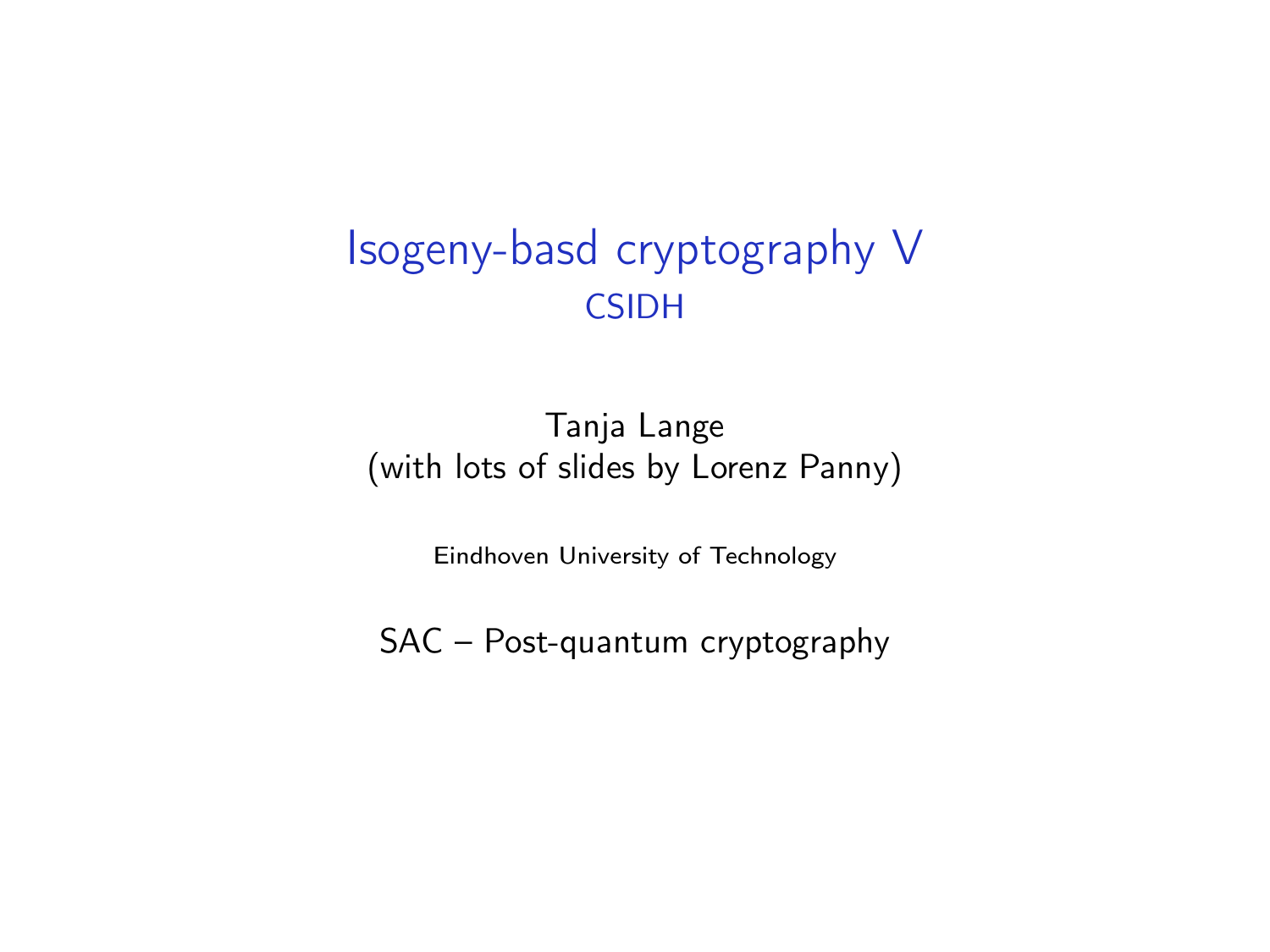# Isogeny-basd cryptography V

## CSIDH

Tanja Lange
(with lots of slides by Lorenz Panny)

Eindhoven University of Technology

SAC – Post-quantum cryptography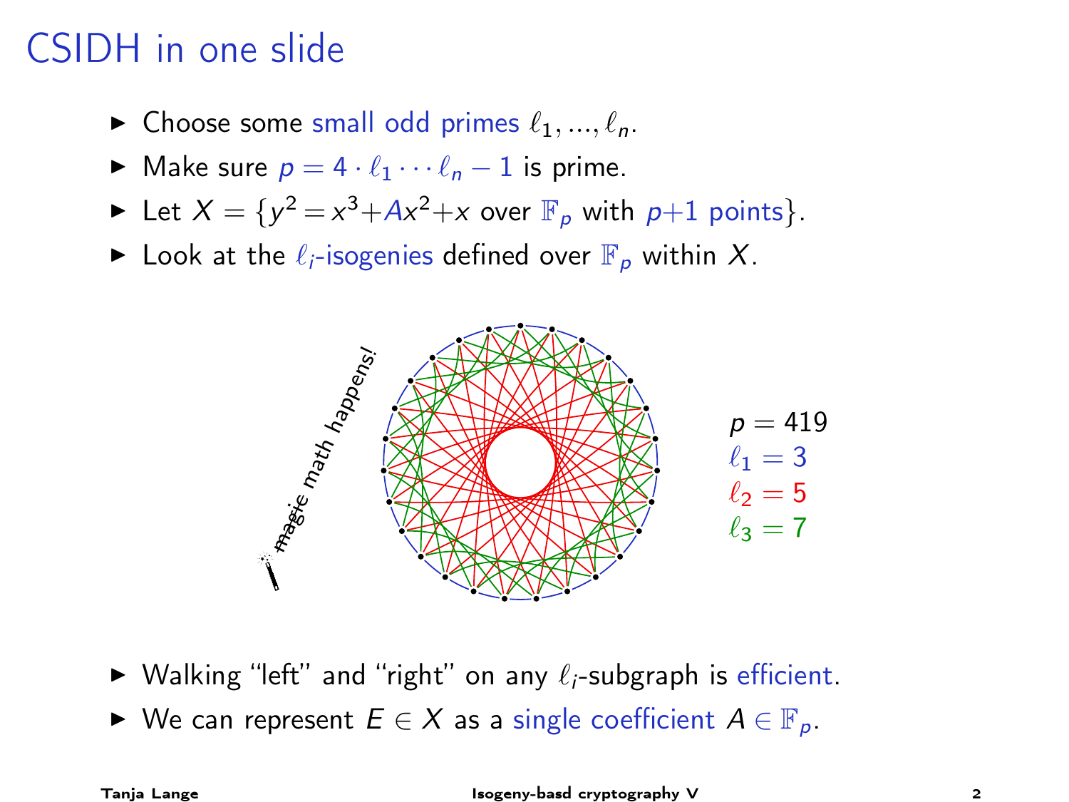# CSIDH in one slide

- Choose some small odd primes $\ell_1, ..., \ell_n$.
- Make sure $p = 4 \cdot \ell_1 \cdots \ell_n - 1$ is prime.
- Let $X = \{y^2 = x^3 + Ax^2 + x$ over $\mathbb{F}_p$ with $p+1$ points$\}$.
- Look at the $\ell_i$-isogenies defined over $\mathbb{F}_p$ within $X$.

magic math happens!

$p = 419$
$\ell_1 = 3$
$\ell_2 = 5$
$\ell_3 = 7$

- Walking "left" and "right" on any $\ell_i$-subgraph is efficient.
- We can represent $E \in X$ as a single coefficient $A \in \mathbb{F}_p$.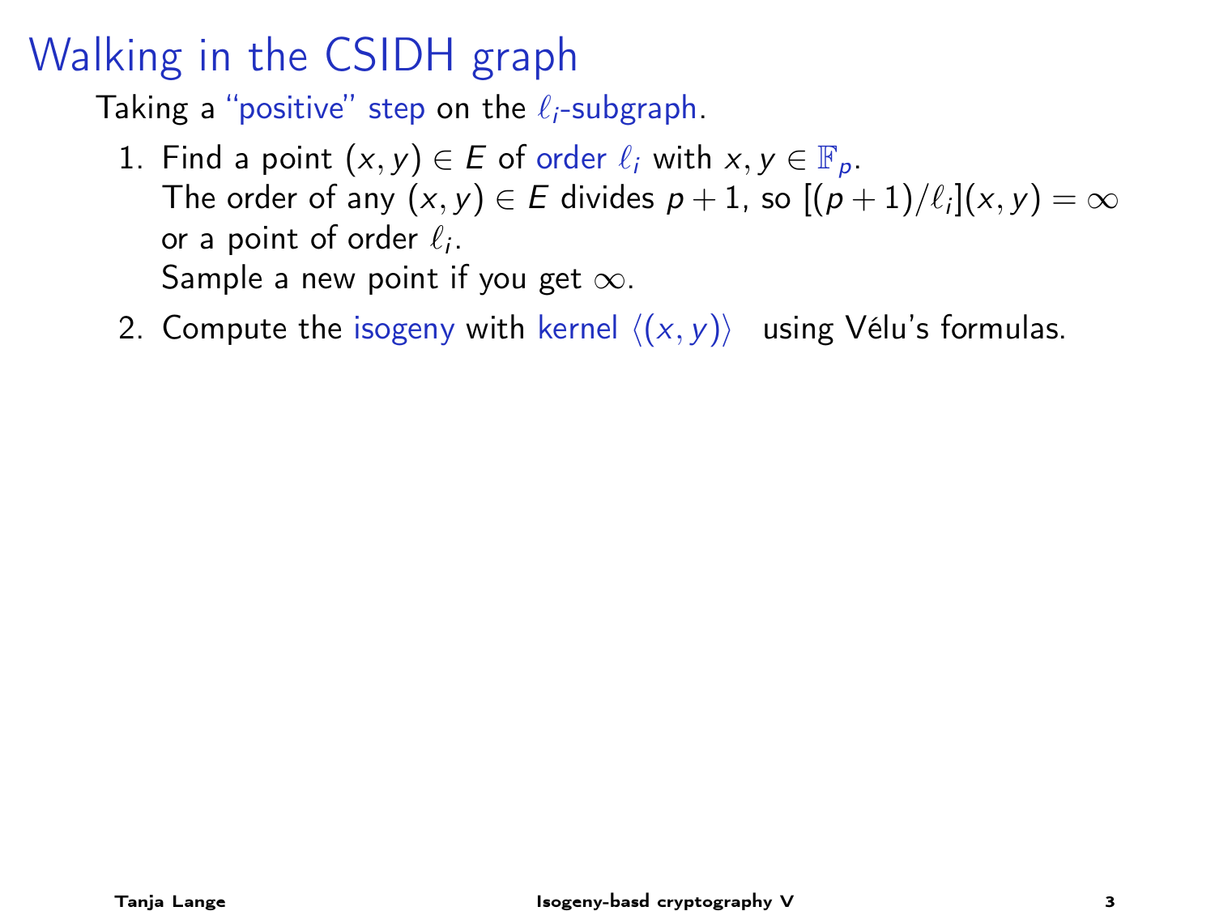# Walking in the CSIDH graph

Taking a "positive" step on the $\ell_i$-subgraph.

1. Find a point $(x, y) \in E$ of order $\ell_i$ with $x, y \in \mathbb{F}_p$.
   The order of any $(x, y) \in E$ divides $p + 1$, so $[(p + 1)/\ell_i](x, y) = \infty$ or a point of order $\ell_i$.
   Sample a new point if you get $\infty$.
2. Compute the isogeny with kernel $\langle (x, y) \rangle$ using Vélu's formulas.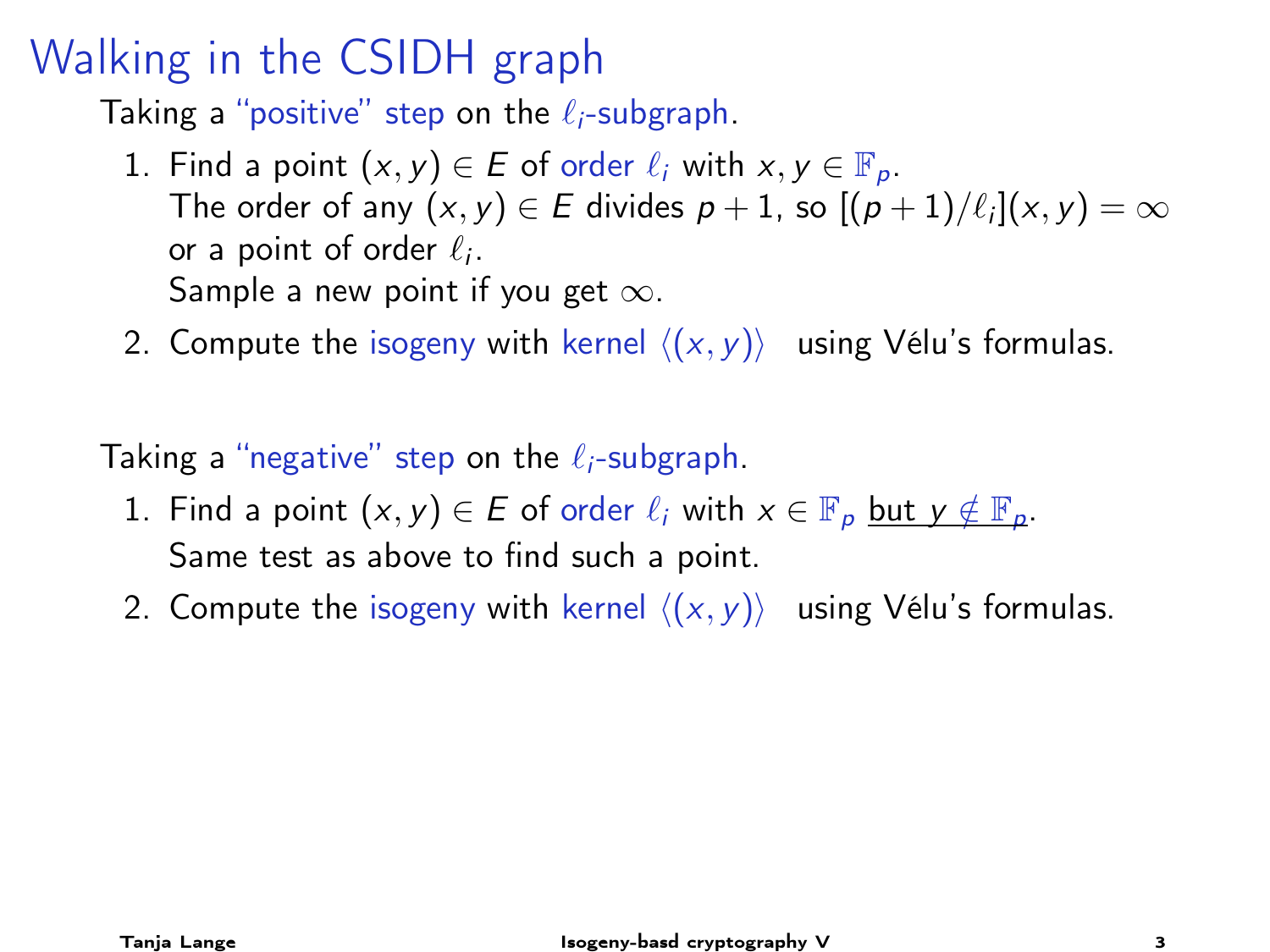# Walking in the CSIDH graph

Taking a "positive" step on the $\ell_i$-subgraph.

1. Find a point $(x, y) \in E$ of order $\ell_i$ with $x, y \in \mathbb{F}_p$.
   The order of any $(x, y) \in E$ divides $p + 1$, so $[(p+1)/\ell_i](x, y) = \infty$ or a point of order $\ell_i$.
   Sample a new point if you get $\infty$.
2. Compute the isogeny with kernel $\langle (x, y) \rangle$ using Vélu's formulas.

Taking a "negative" step on the $\ell_i$-subgraph.

1. Find a point $(x, y) \in E$ of order $\ell_i$ with $x \in \mathbb{F}_p$ <u>but $y \notin \mathbb{F}_p$</u>.
   Same test as above to find such a point.
2. Compute the isogeny with kernel $\langle (x, y) \rangle$ using Vélu's formulas.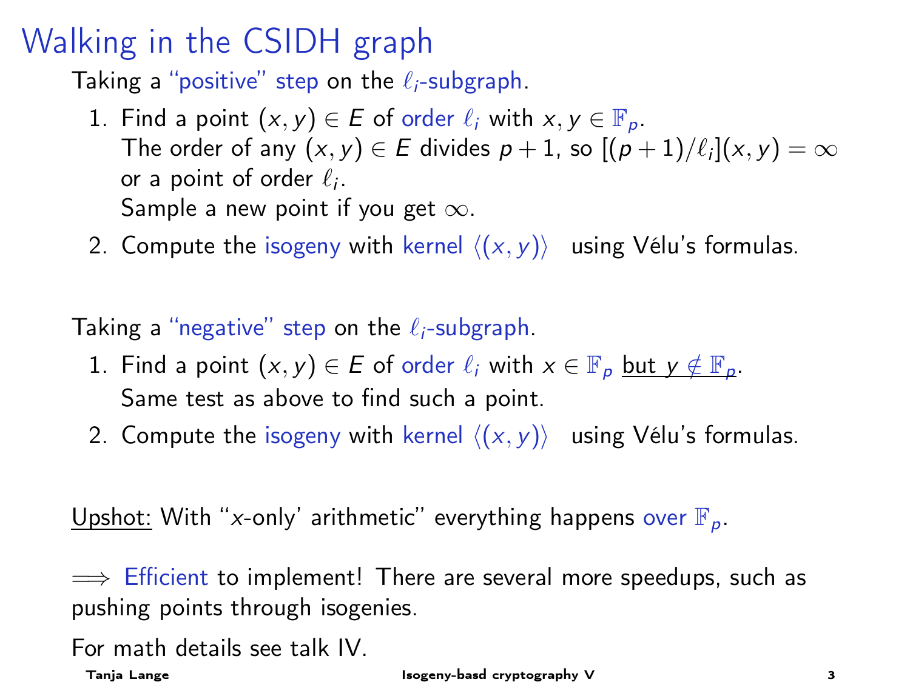# Walking in the CSIDH graph

Taking a "positive" step on the $\ell_i$-subgraph.

1. Find a point $(x, y) \in E$ of order $\ell_i$ with $x, y \in \mathbb{F}_p$.
   The order of any $(x, y) \in E$ divides $p + 1$, so $[(p + 1)/\ell_i](x, y) = \infty$ or a point of order $\ell_i$.
   Sample a new point if you get $\infty$.
2. Compute the isogeny with kernel $\langle (x, y) \rangle$ using Vélu's formulas.

Taking a "negative" step on the $\ell_i$-subgraph.

1. Find a point $(x, y) \in E$ of order $\ell_i$ with $x \in \mathbb{F}_p$ <u>but $y \notin \mathbb{F}_p$</u>.
   Same test as above to find such a point.
2. Compute the isogeny with kernel $\langle (x, y) \rangle$ using Vélu's formulas.

<u>Upshot:</u> With "$x$-only' arithmetic" everything happens over $\mathbb{F}_p$.

$\Longrightarrow$ Efficient to implement! There are several more speedups, such as pushing points through isogenies.

For math details see talk IV.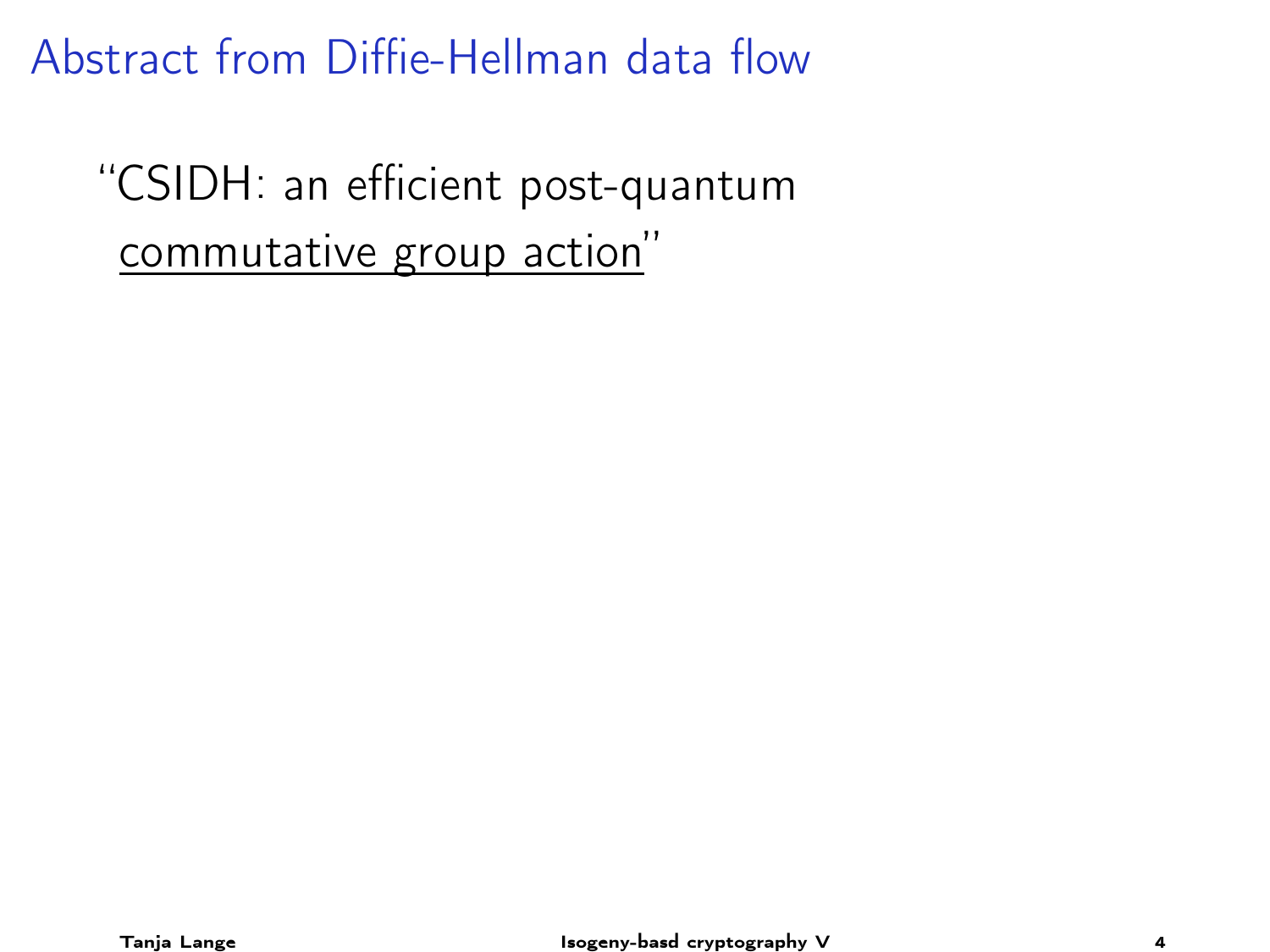# Abstract from Diffie-Hellman data flow

"CSIDH: an efficient post-quantum <u>commutative group action</u>"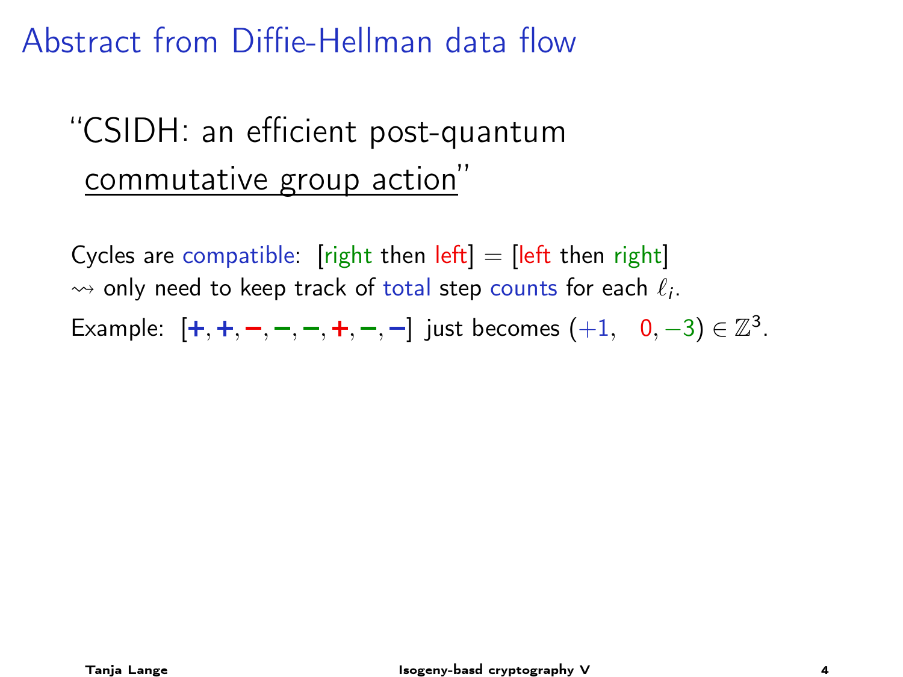# Abstract from Diffie-Hellman data flow

"CSIDH: an efficient post-quantum
<u>commutative group action</u>"

Cycles are compatible: [right then left] = [left then right]
$\rightsquigarrow$ only need to keep track of total step counts for each $\ell_i$.

Example: $[+, +, -, -, -, +, -, -]$ just becomes $(+1, \quad 0, -3) \in \mathbb{Z}^3$.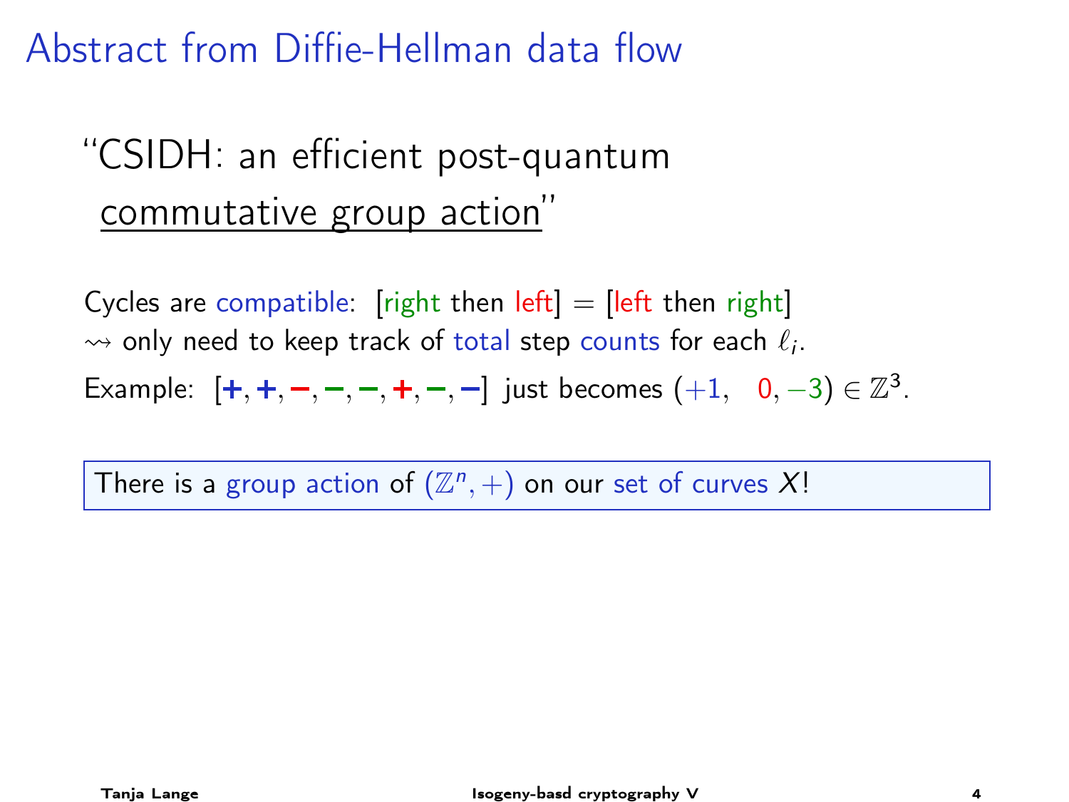# Abstract from Diffie-Hellman data flow

"CSIDH: an efficient post-quantum commutative group action"

Cycles are compatible: [right then left] = [left then right]
$\rightsquigarrow$ only need to keep track of total step counts for each $\ell_i$.

Example: [+, +, −, −, −, +, −, −] just becomes $(+1, \quad 0, -3) \in \mathbb{Z}^3$.

There is a group action of $(\mathbb{Z}^n, +)$ on our set of curves $X$!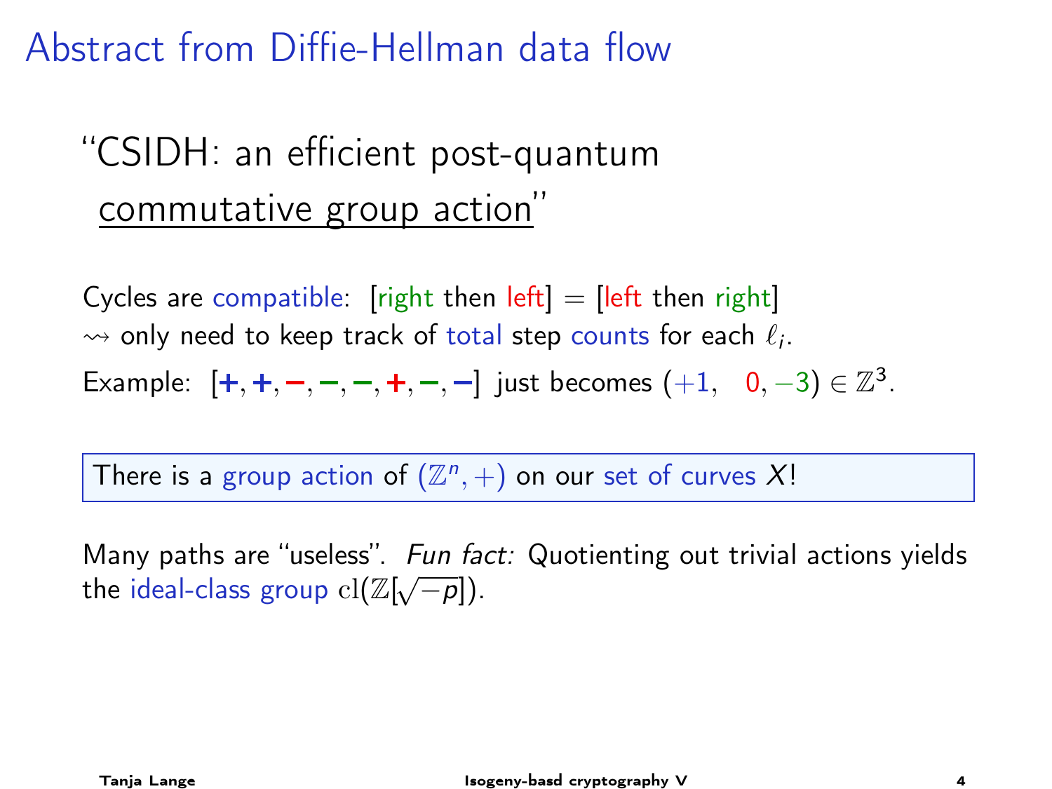# Abstract from Diffie-Hellman data flow

"CSIDH: an efficient post-quantum commutative group action"

Cycles are compatible: [right then left] = [left then right]
$\rightsquigarrow$ only need to keep track of total step counts for each $\ell_i$.

Example: [+, +, −, −, −, +, −, −] just becomes $(+1, \quad 0, -3) \in \mathbb{Z}^3$.

> There is a group action of $(\mathbb{Z}^n, +)$ on our set of curves $X$!

Many paths are "useless". *Fun fact:* Quotienting out trivial actions yields the ideal-class group $\mathrm{cl}(\mathbb{Z}[\sqrt{-p}])$.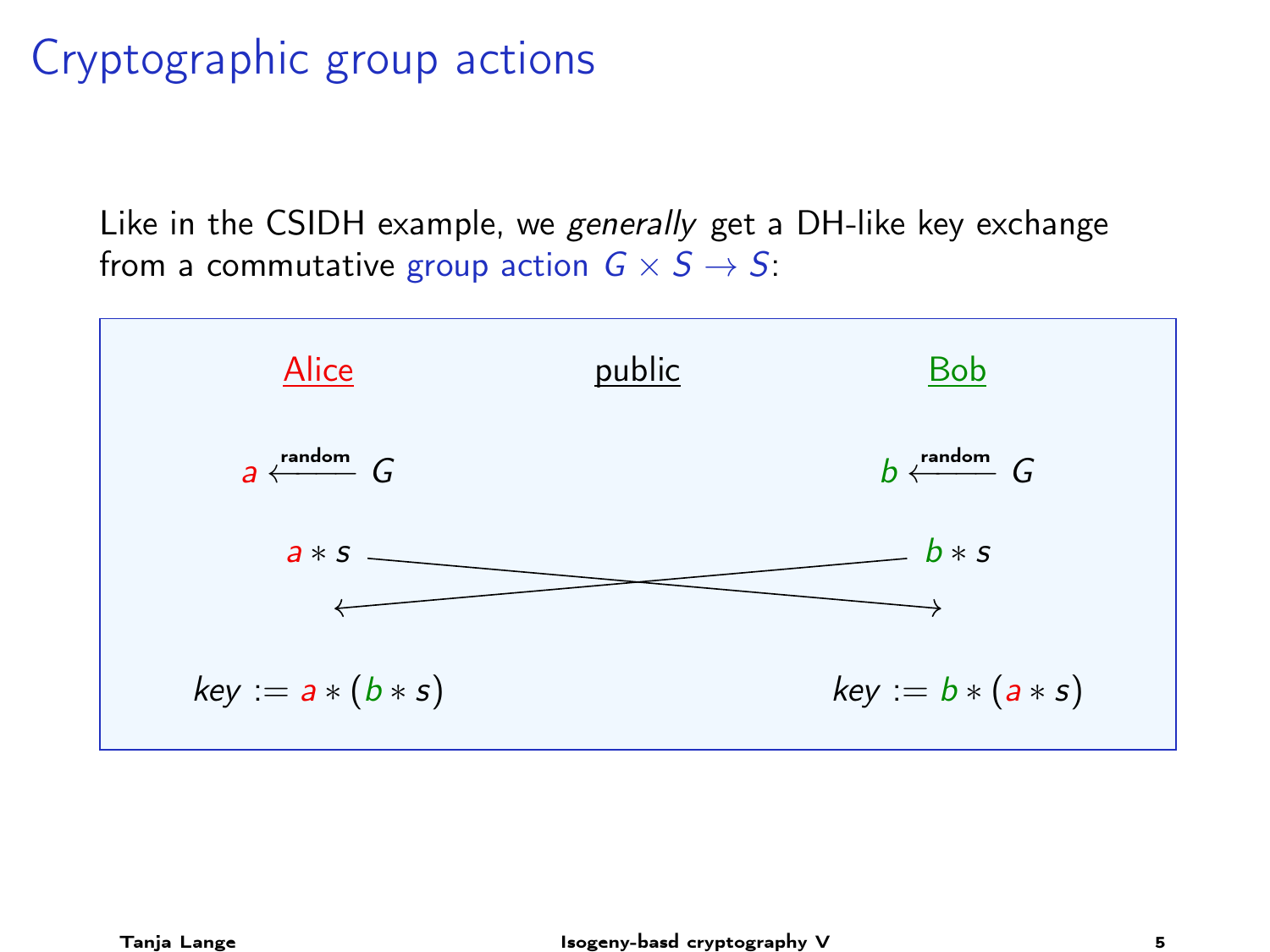# Cryptographic group actions

Like in the CSIDH example, we *generally* get a DH-like key exchange from a commutative group action $G \times S \to S$:

| Alice | public | Bob |
|---|---|---|
| $a \xleftarrow{\text{random}} G$ | | $b \xleftarrow{\text{random}} G$ |
| $a * s$ | $\longrightarrow$ | |
| | $\longleftarrow$ | $b * s$ |
| $key := a * (b * s)$ | | $key := b * (a * s)$ |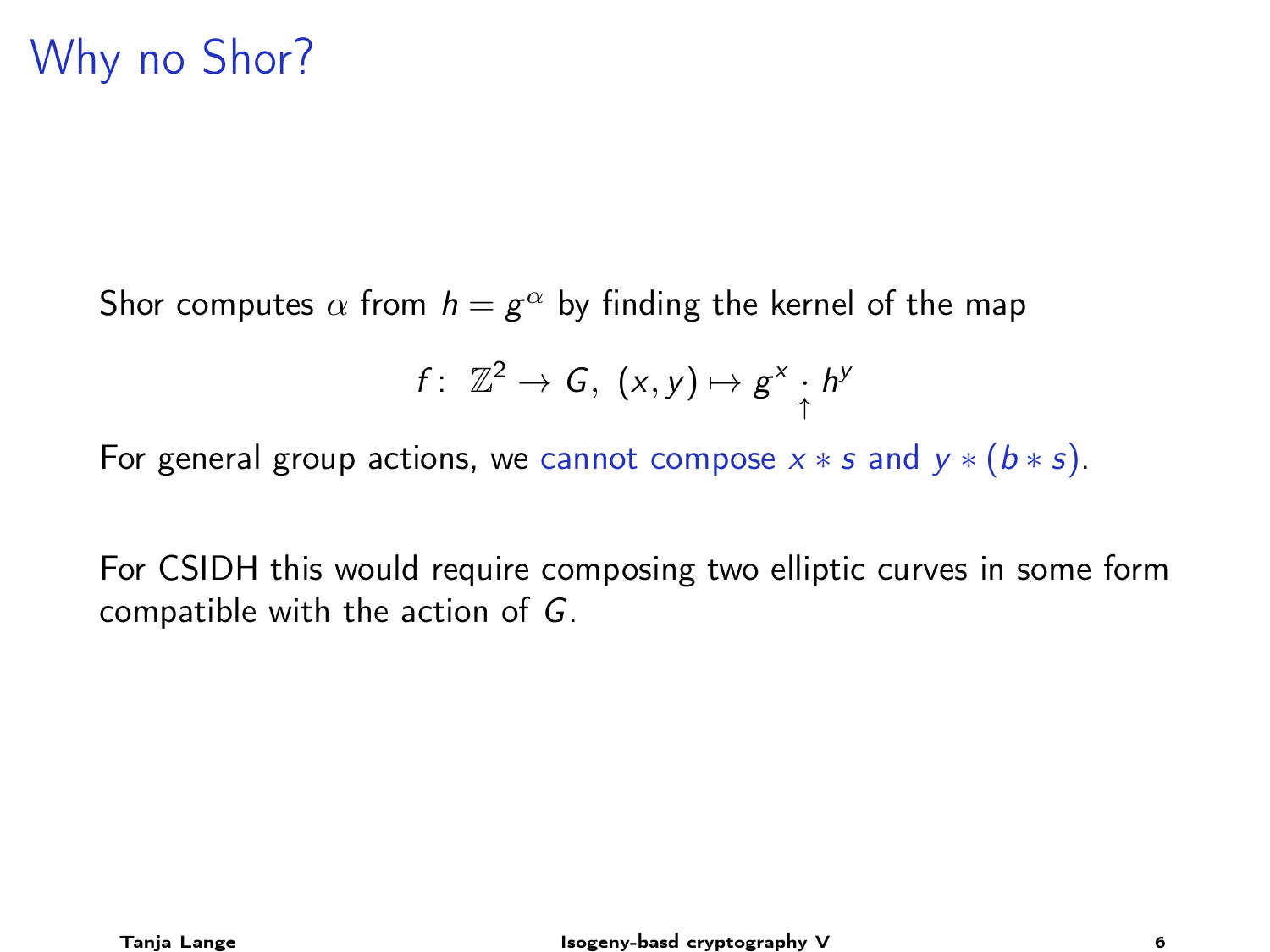# Why no Shor?

Shor computes $\alpha$ from $h = g^\alpha$ by finding the kernel of the map

$$f:\ \mathbb{Z}^2 \to G,\ (x, y) \mapsto g^x \underset{\uparrow}{\cdot} h^y$$

For general group actions, we cannot compose $x * s$ and $y * (b * s)$.

For CSIDH this would require composing two elliptic curves in some form compatible with the action of $G$.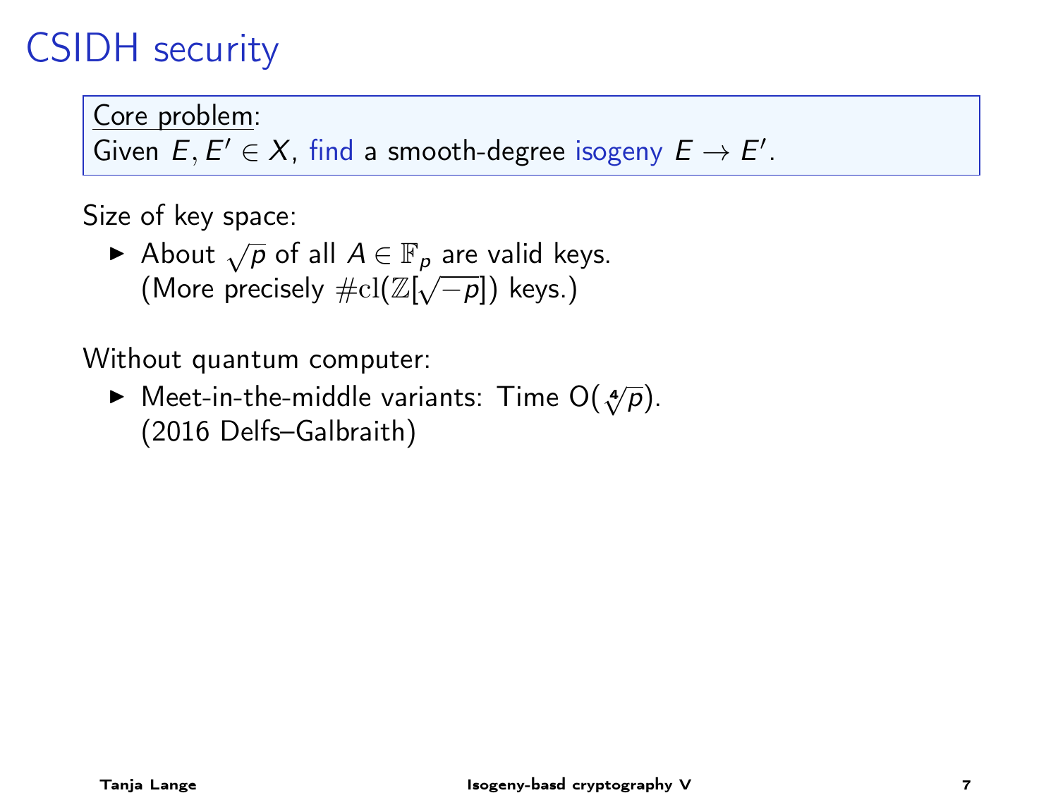# CSIDH security

<u>Core problem</u>:
Given $E, E' \in X$, find a smooth-degree isogeny $E \to E'$.

Size of key space:

- About $\sqrt{p}$ of all $A \in \mathbb{F}_p$ are valid keys.
  (More precisely $\#\mathrm{cl}(\mathbb{Z}[\sqrt{-p}])$ keys.)

Without quantum computer:

- Meet-in-the-middle variants: Time $\mathrm{O}(\sqrt[4]{p})$.
  (2016 Delfs–Galbraith)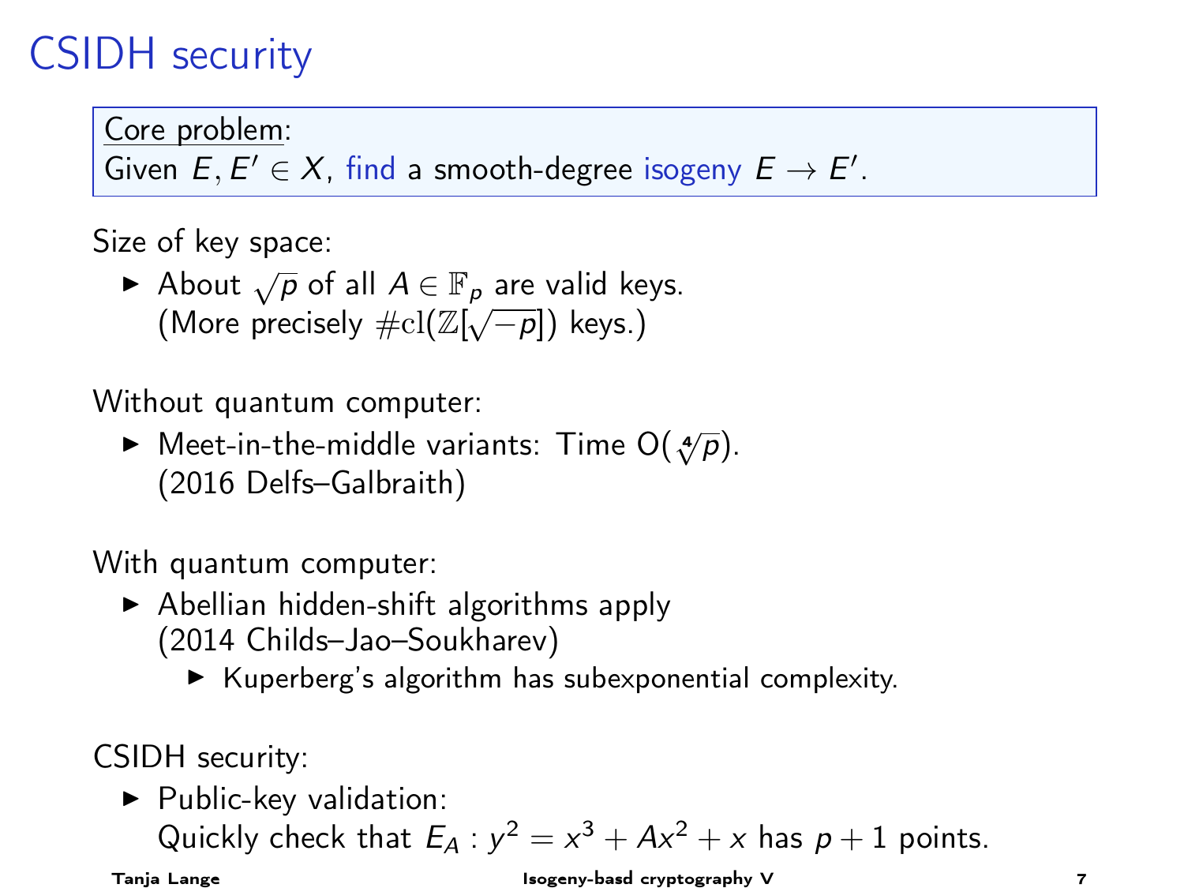# CSIDH security

Core problem:
Given $E, E' \in X$, find a smooth-degree isogeny $E \to E'$.

Size of key space:

- About $\sqrt{p}$ of all $A \in \mathbb{F}_p$ are valid keys.
  (More precisely $\#\mathrm{cl}(\mathbb{Z}[\sqrt{-p}])$ keys.)

Without quantum computer:

- Meet-in-the-middle variants: Time $O(\sqrt[4]{p})$.
  (2016 Delfs–Galbraith)

With quantum computer:

- Abellian hidden-shift algorithms apply
  (2014 Childs–Jao–Soukharev)
  - Kuperberg's algorithm has subexponential complexity.

CSIDH security:

- Public-key validation:
  Quickly check that $E_A : y^2 = x^3 + Ax^2 + x$ has $p + 1$ points.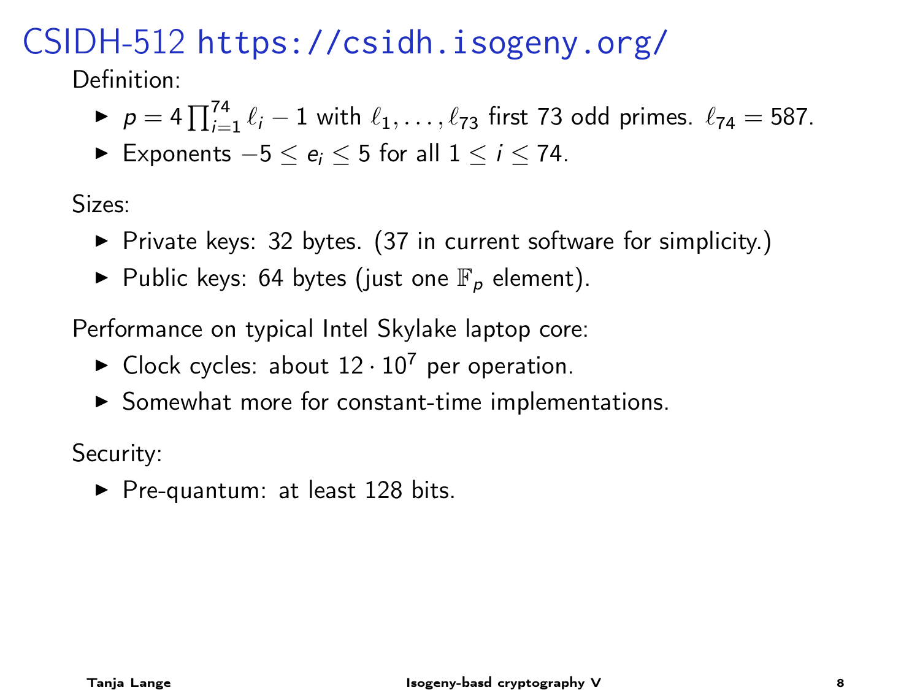# CSIDH-512 https://csidh.isogeny.org/

Definition:

- $p = 4\prod_{i=1}^{74} \ell_i - 1$ with $\ell_1, \ldots, \ell_{73}$ first 73 odd primes. $\ell_{74} = 587$.
- Exponents $-5 \le e_i \le 5$ for all $1 \le i \le 74$.

Sizes:

- Private keys: 32 bytes. (37 in current software for simplicity.)
- Public keys: 64 bytes (just one $\mathbb{F}_p$ element).

Performance on typical Intel Skylake laptop core:

- Clock cycles: about $12 \cdot 10^7$ per operation.
- Somewhat more for constant-time implementations.

Security:

- Pre-quantum: at least 128 bits.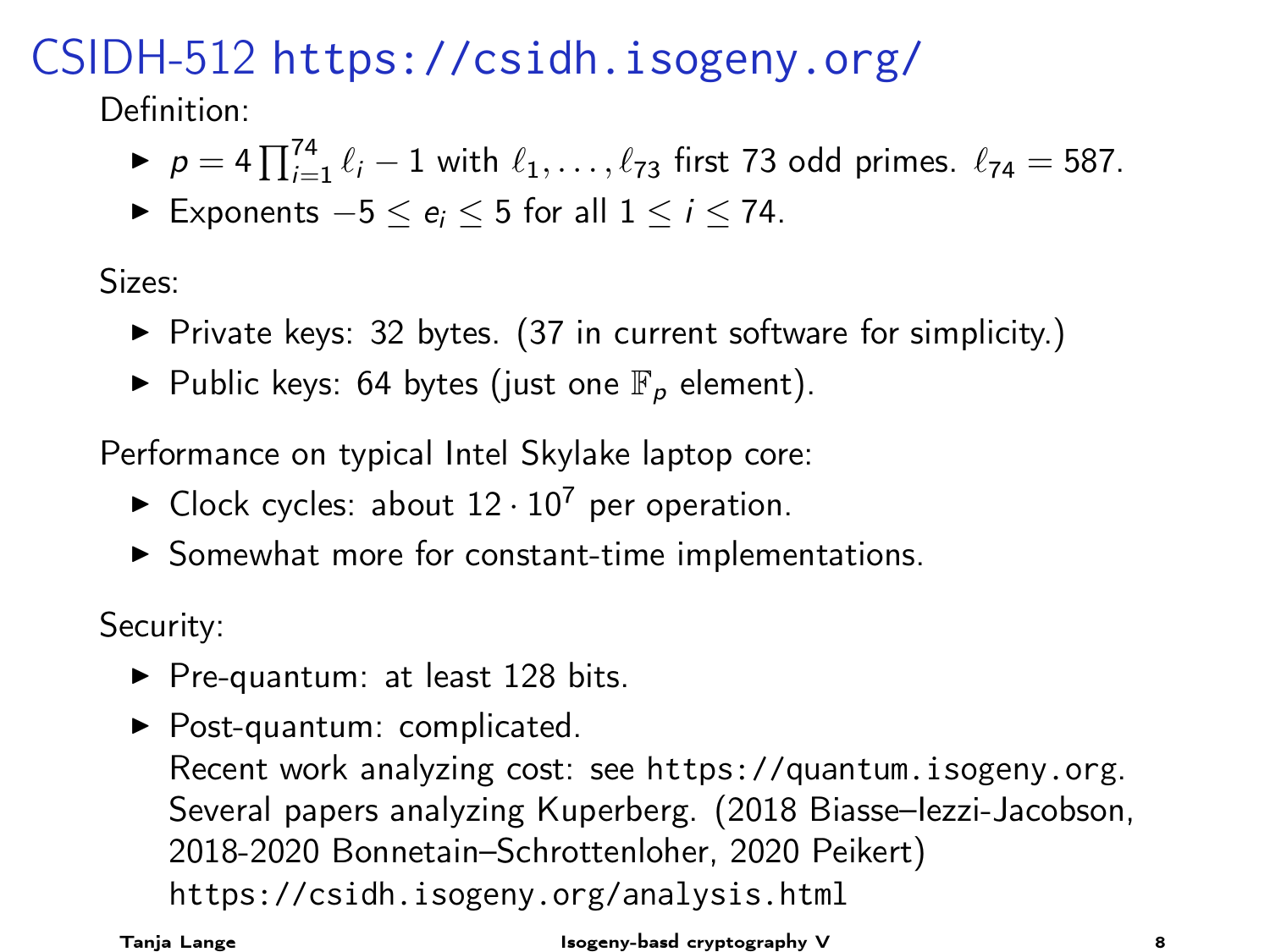# CSIDH-512 https://csidh.isogeny.org/

Definition:

- $p = 4\prod_{i=1}^{74} \ell_i - 1$ with $\ell_1, \ldots, \ell_{73}$ first 73 odd primes. $\ell_{74} = 587$.
- Exponents $-5 \leq e_i \leq 5$ for all $1 \leq i \leq 74$.

Sizes:

- Private keys: 32 bytes. (37 in current software for simplicity.)
- Public keys: 64 bytes (just one $\mathbb{F}_p$ element).

Performance on typical Intel Skylake laptop core:

- Clock cycles: about $12 \cdot 10^7$ per operation.
- Somewhat more for constant-time implementations.

Security:

- Pre-quantum: at least 128 bits.
- Post-quantum: complicated.
  Recent work analyzing cost: see `https://quantum.isogeny.org`.
  Several papers analyzing Kuperberg. (2018 Biasse–Iezzi-Jacobson, 2018-2020 Bonnetain–Schrottenloher, 2020 Peikert)
  `https://csidh.isogeny.org/analysis.html`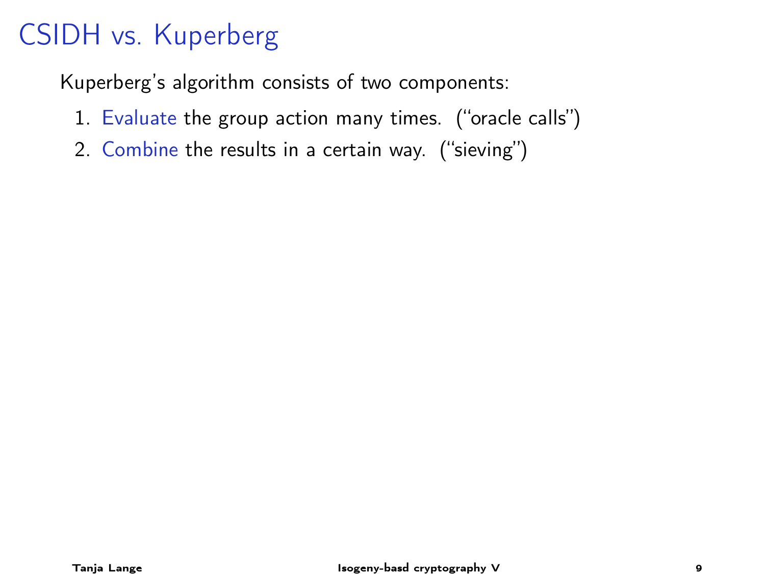# CSIDH vs. Kuperberg

Kuperberg's algorithm consists of two components:

1. Evaluate the group action many times. ("oracle calls")
2. Combine the results in a certain way. ("sieving")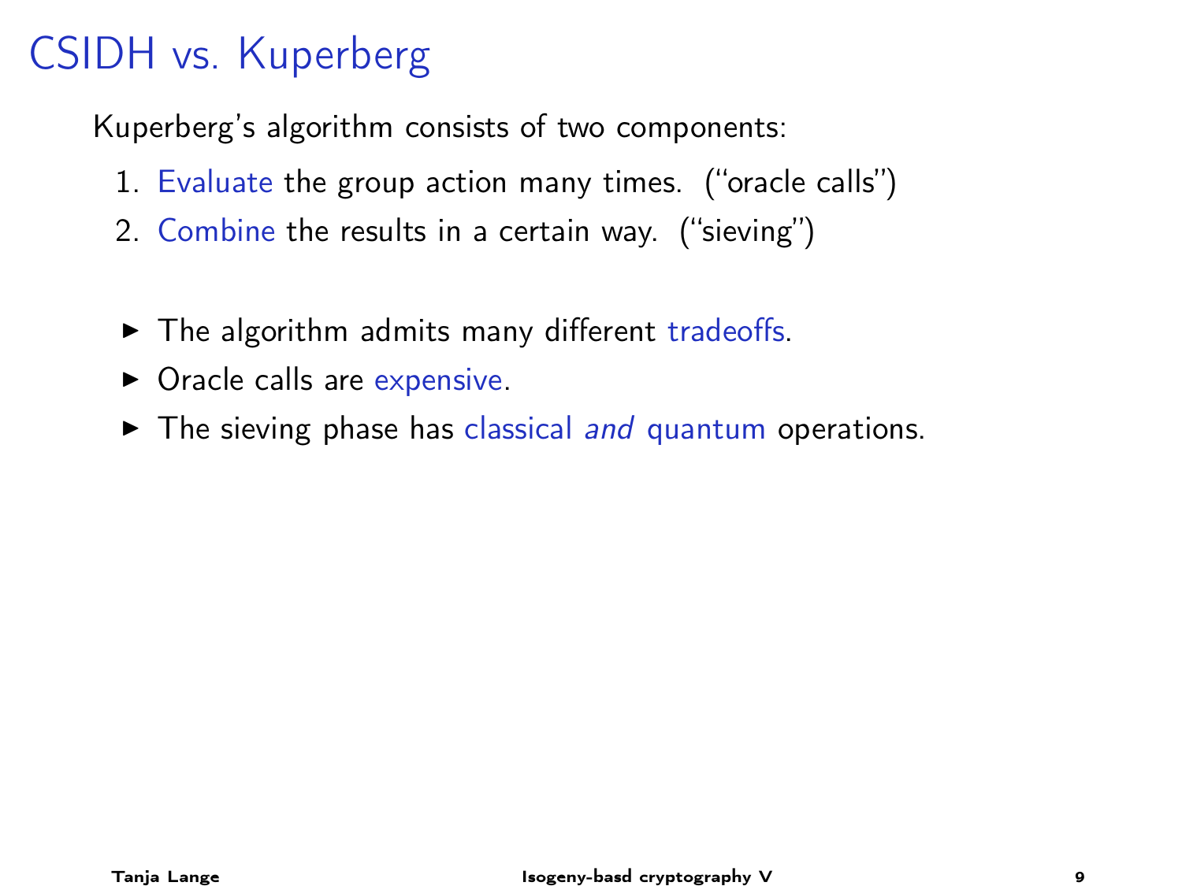# CSIDH vs. Kuperberg

Kuperberg's algorithm consists of two components:

1. Evaluate the group action many times. ("oracle calls")
2. Combine the results in a certain way. ("sieving")

- The algorithm admits many different tradeoffs.
- Oracle calls are expensive.
- The sieving phase has classical *and* quantum operations.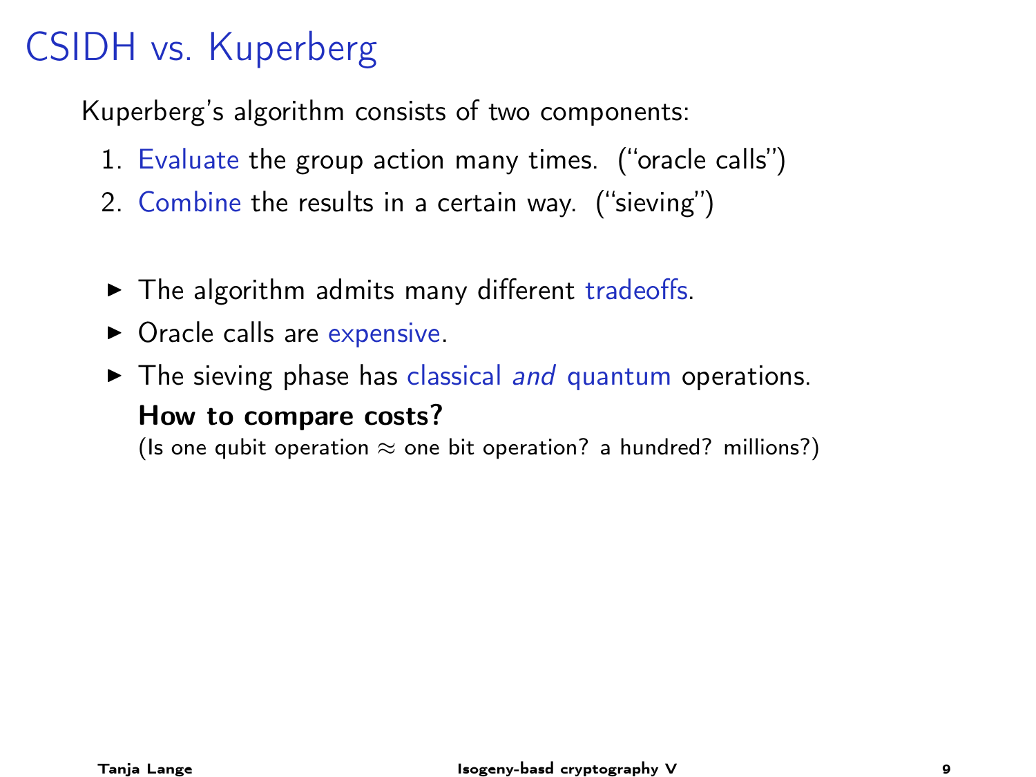# CSIDH vs. Kuperberg

Kuperberg's algorithm consists of two components:

1. Evaluate the group action many times. ("oracle calls")
2. Combine the results in a certain way. ("sieving")

- The algorithm admits many different tradeoffs.
- Oracle calls are expensive.
- The sieving phase has classical *and* quantum operations.

  **How to compare costs?**

  (Is one qubit operation $\approx$ one bit operation? a hundred? millions?)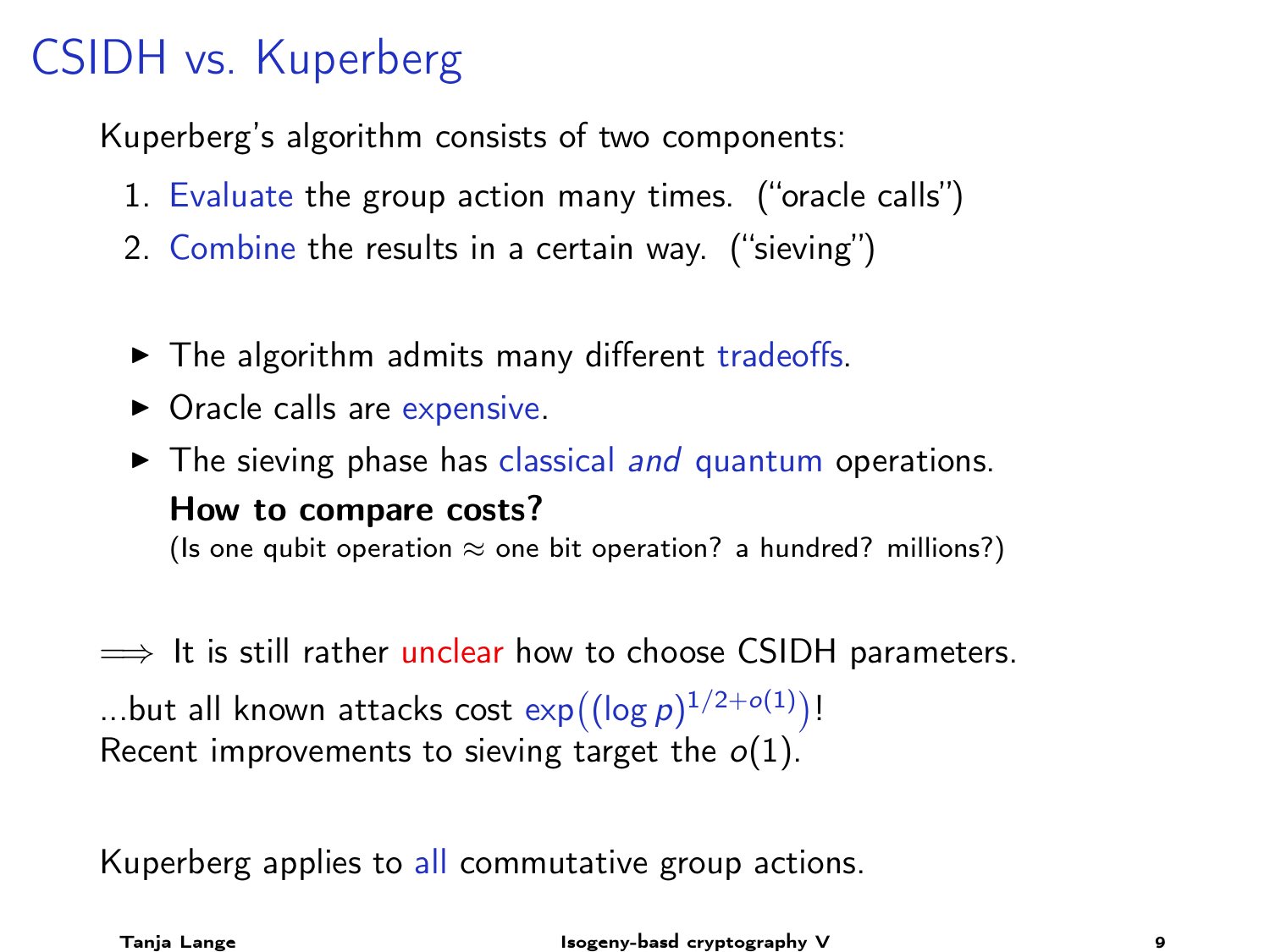# CSIDH vs. Kuperberg

Kuperberg's algorithm consists of two components:

1. Evaluate the group action many times. ("oracle calls")
2. Combine the results in a certain way. ("sieving")

- The algorithm admits many different tradeoffs.
- Oracle calls are expensive.
- The sieving phase has classical *and* quantum operations.
  **How to compare costs?**
  (Is one qubit operation $\approx$ one bit operation? a hundred? millions?)

$\Longrightarrow$ It is still rather unclear how to choose CSIDH parameters.

...but all known attacks cost $\exp\big((\log p)^{1/2+o(1)}\big)$!
Recent improvements to sieving target the $o(1)$.

Kuperberg applies to all commutative group actions.